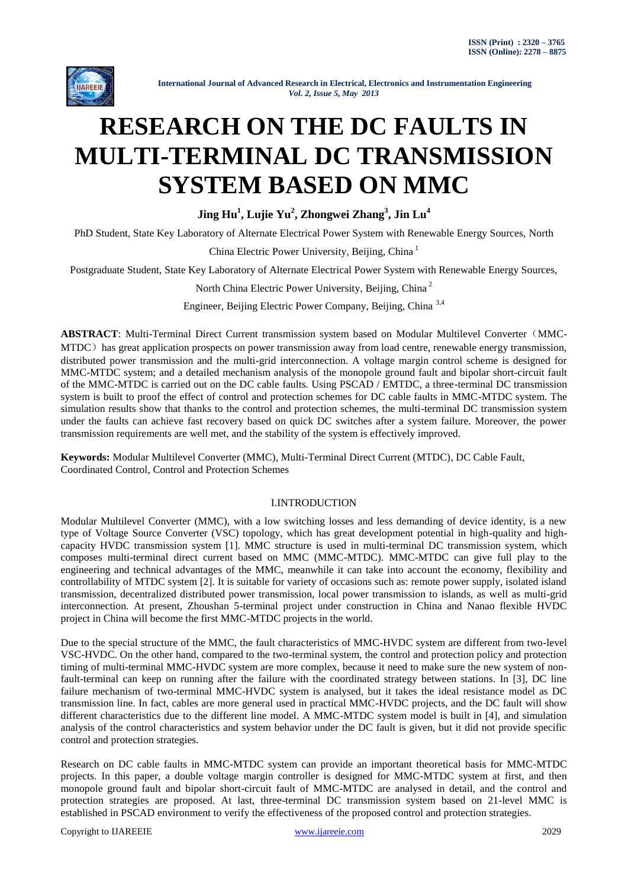# RESEARCH ON THE DC FAULTS IN MULTI-TERMINAL DC TRANSMISSION SYSTEM BASED ON MMC

**Jing Hu[1], Lujie Yu[2], Zhongwei Zhang[3], Jin Lu[4]**

PhD Student, State Key Laboratory of Alternate Electrical Power System with Renewable Energy Sources, North China Electric Power University, Beijing, China [1]

Postgraduate Student, State Key Laboratory of Alternate Electrical Power System with Renewable Energy Sources, North China Electric Power University, Beijing, China [2]

Engineer, Beijing Electric Power Company, Beijing, China [3,4]

**ABSTRACT**: Multi-Terminal Direct Current transmission system based on Modular Multilevel Converter（MMC-MTDC）has great application prospects on power transmission away from load centre, renewable energy transmission, distributed power transmission and the multi-grid interconnection. A voltage margin control scheme is designed for MMC-MTDC system; and a detailed mechanism analysis of the monopole ground fault and bipolar short-circuit fault of the MMC-MTDC is carried out on the DC cable faults. Using PSCAD / EMTDC, a three-terminal DC transmission system is built to proof the effect of control and protection schemes for DC cable faults in MMC-MTDC system. The simulation results show that thanks to the control and protection schemes, the multi-terminal DC transmission system under the faults can achieve fast recovery based on quick DC switches after a system failure. Moreover, the power transmission requirements are well met, and the stability of the system is effectively improved.

**Keywords:** Modular Multilevel Converter (MMC), Multi-Terminal Direct Current (MTDC), DC Cable Fault, Coordinated Control, Control and Protection Schemes

## I.INTRODUCTION

Modular Multilevel Converter (MMC), with a low switching losses and less demanding of device identity, is a new type of Voltage Source Converter (VSC) topology, which has great development potential in high-quality and high-capacity HVDC transmission system [1]. MMC structure is used in multi-terminal DC transmission system, which composes multi-terminal direct current based on MMC (MMC-MTDC). MMC-MTDC can give full play to the engineering and technical advantages of the MMC, meanwhile it can take into account the economy, flexibility and controllability of MTDC system [2]. It is suitable for variety of occasions such as: remote power supply, isolated island transmission, decentralized distributed power transmission, local power transmission to islands, as well as multi-grid interconnection. At present, Zhoushan 5-terminal project under construction in China and Nanao flexible HVDC project in China will become the first MMC-MTDC projects in the world.

Due to the special structure of the MMC, the fault characteristics of MMC-HVDC system are different from two-level VSC-HVDC. On the other hand, compared to the two-terminal system, the control and protection policy and protection timing of multi-terminal MMC-HVDC system are more complex, because it need to make sure the new system of non-fault-terminal can keep on running after the failure with the coordinated strategy between stations. In [3], DC line failure mechanism of two-terminal MMC-HVDC system is analysed, but it takes the ideal resistance model as DC transmission line. In fact, cables are more general used in practical MMC-HVDC projects, and the DC fault will show different characteristics due to the different line model. A MMC-MTDC system model is built in [4], and simulation analysis of the control characteristics and system behavior under the DC fault is given, but it did not provide specific control and protection strategies.

Research on DC cable faults in MMC-MTDC system can provide an important theoretical basis for MMC-MTDC projects. In this paper, a double voltage margin controller is designed for MMC-MTDC system at first, and then monopole ground fault and bipolar short-circuit fault of MMC-MTDC are analysed in detail, and the control and protection strategies are proposed. At last, three-terminal DC transmission system based on 21-level MMC is established in PSCAD environment to verify the effectiveness of the proposed control and protection strategies.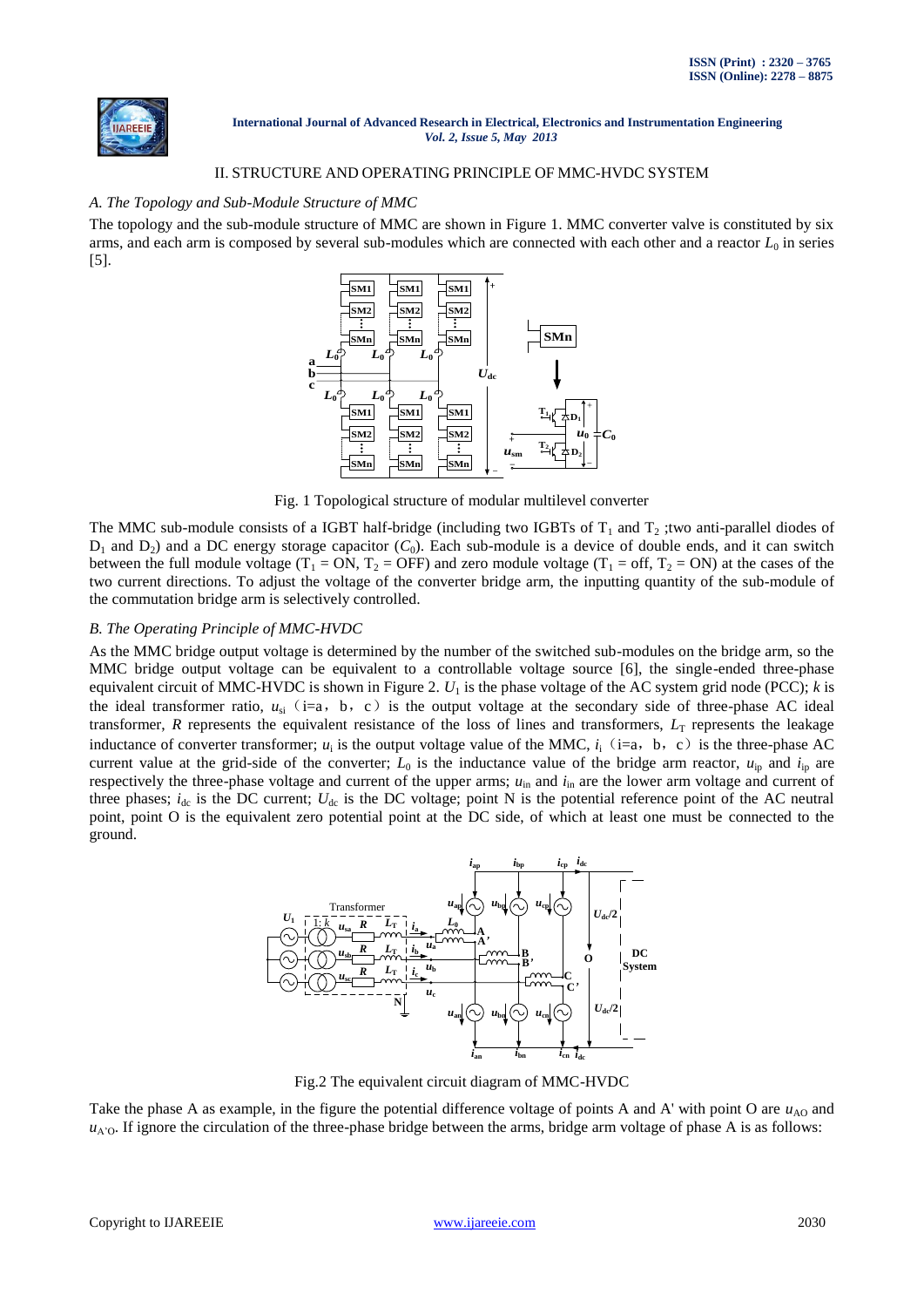## II. STRUCTURE AND OPERATING PRINCIPLE OF MMC-HVDC SYSTEM

### *A. The Topology and Sub-Module Structure of MMC*

The topology and the sub-module structure of MMC are shown in Figure 1. MMC converter valve is constituted by six arms, and each arm is composed by several sub-modules which are connected with each other and a reactor $L_0$ in series [5].

Fig. 1 Topological structure of modular multilevel converter

The MMC sub-module consists of a IGBT half-bridge (including two IGBTs of $T_1$ and $T_2$ ;two anti-parallel diodes of $D_1$ and $D_2$) and a DC energy storage capacitor ($C_0$). Each sub-module is a device of double ends, and it can switch between the full module voltage ($T_1$ = ON, $T_2$ = OFF) and zero module voltage ($T_1$ = off, $T_2$ = ON) at the cases of the two current directions. To adjust the voltage of the converter bridge arm, the inputting quantity of the sub-module of the commutation bridge arm is selectively controlled.

### *B. The Operating Principle of MMC-HVDC*

As the MMC bridge output voltage is determined by the number of the switched sub-modules on the bridge arm, so the MMC bridge output voltage can be equivalent to a controllable voltage source [6], the single-ended three-phase equivalent circuit of MMC-HVDC is shown in Figure 2. $U_1$ is the phase voltage of the AC system grid node (PCC); $k$ is the ideal transformer ratio, $u_{si}$（i=a，b，c）is the output voltage at the secondary side of three-phase AC ideal transformer, $R$ represents the equivalent resistance of the loss of lines and transformers, $L_T$ represents the leakage inductance of converter transformer; $u_i$ is the output voltage value of the MMC, $i_i$（i=a，b，c）is the three-phase AC current value at the grid-side of the converter; $L_0$ is the inductance value of the bridge arm reactor, $u_{ip}$ and $i_{ip}$ are respectively the three-phase voltage and current of the upper arms; $u_{in}$ and $i_{in}$ are the lower arm voltage and current of three phases; $i_{dc}$ is the DC current; $U_{dc}$ is the DC voltage; point N is the potential reference point of the AC neutral point, point O is the equivalent zero potential point at the DC side, of which at least one must be connected to the ground.

Fig.2 The equivalent circuit diagram of MMC-HVDC

Take the phase A as example, in the figure the potential difference voltage of points A and A' with point O are $u_{AO}$ and $u_{A'O}$. If ignore the circulation of the three-phase bridge between the arms, bridge arm voltage of phase A is as follows: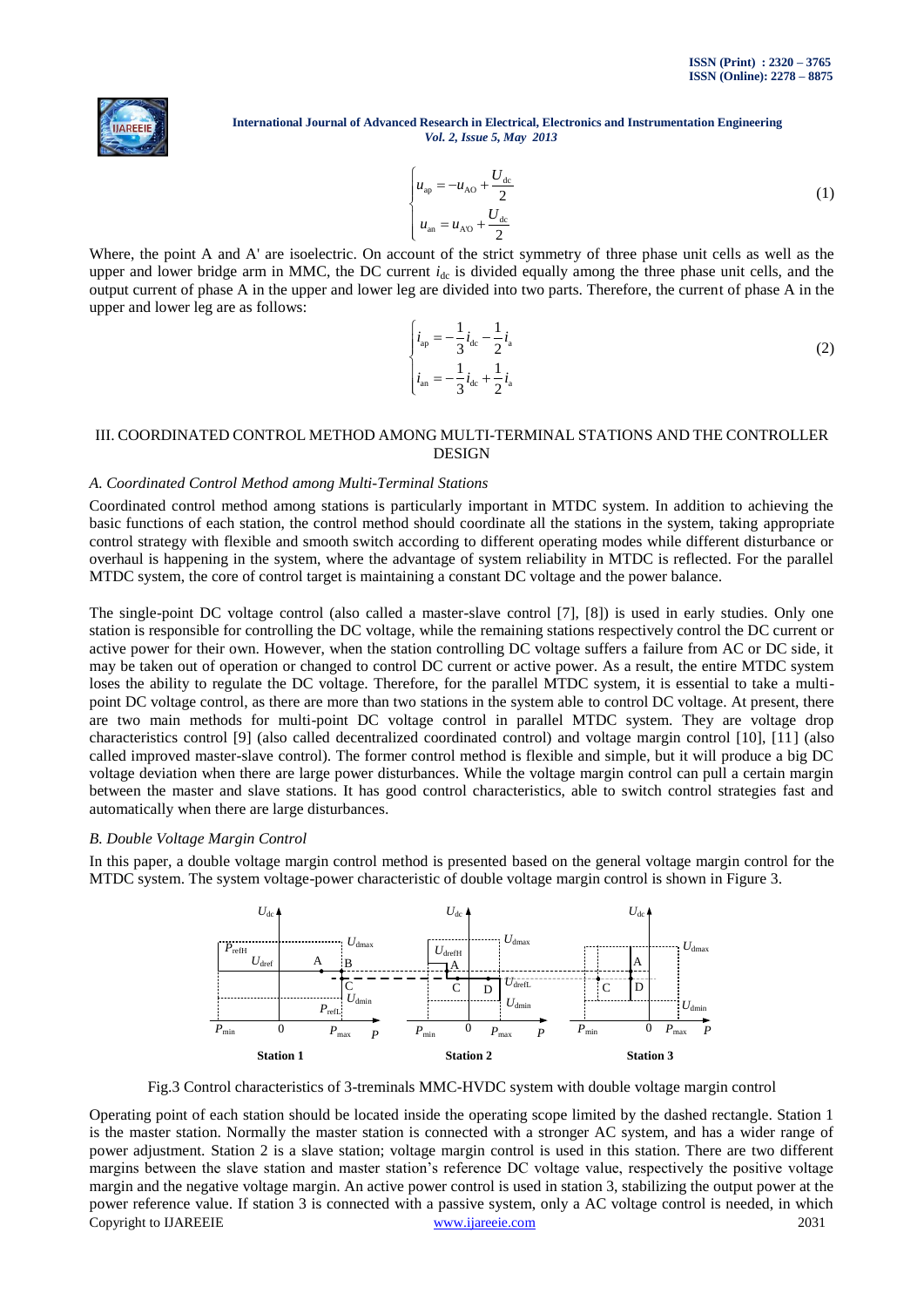$$
\begin{cases} u_{ap} = -u_{AO} + \dfrac{U_{dc}}{2} \\ u_{an} = u_{A'O} + \dfrac{U_{dc}}{2} \end{cases} \tag{1}
$$

Where, the point A and A' are isoelectric. On account of the strict symmetry of three phase unit cells as well as the upper and lower bridge arm in MMC, the DC current $i_{dc}$ is divided equally among the three phase unit cells, and the output current of phase A in the upper and lower leg are divided into two parts. Therefore, the current of phase A in the upper and lower leg are as follows:

$$
\begin{cases} i_{ap} = -\dfrac{1}{3} i_{dc} - \dfrac{1}{2} i_a \\ i_{an} = -\dfrac{1}{3} i_{dc} + \dfrac{1}{2} i_a \end{cases} \tag{2}
$$

## III. COORDINATED CONTROL METHOD AMONG MULTI-TERMINAL STATIONS AND THE CONTROLLER DESIGN

### *A. Coordinated Control Method among Multi-Terminal Stations*

Coordinated control method among stations is particularly important in MTDC system. In addition to achieving the basic functions of each station, the control method should coordinate all the stations in the system, taking appropriate control strategy with flexible and smooth switch according to different operating modes while different disturbance or overhaul is happening in the system, where the advantage of system reliability in MTDC is reflected. For the parallel MTDC system, the core of control target is maintaining a constant DC voltage and the power balance.

The single-point DC voltage control (also called a master-slave control [7], [8]) is used in early studies. Only one station is responsible for controlling the DC voltage, while the remaining stations respectively control the DC current or active power for their own. However, when the station controlling DC voltage suffers a failure from AC or DC side, it may be taken out of operation or changed to control DC current or active power. As a result, the entire MTDC system loses the ability to regulate the DC voltage. Therefore, for the parallel MTDC system, it is essential to take a multi-point DC voltage control, as there are more than two stations in the system able to control DC voltage. At present, there are two main methods for multi-point DC voltage control in parallel MTDC system. They are voltage drop characteristics control [9] (also called decentralized coordinated control) and voltage margin control [10], [11] (also called improved master-slave control). The former control method is flexible and simple, but it will produce a big DC voltage deviation when there are large power disturbances. While the voltage margin control can pull a certain margin between the master and slave stations. It has good control characteristics, able to switch control strategies fast and automatically when there are large disturbances.

### *B. Double Voltage Margin Control*

In this paper, a double voltage margin control method is presented based on the general voltage margin control for the MTDC system. The system voltage-power characteristic of double voltage margin control is shown in Figure 3.

Fig.3 Control characteristics of 3-treminals MMC-HVDC system with double voltage margin control

Operating point of each station should be located inside the operating scope limited by the dashed rectangle. Station 1 is the master station. Normally the master station is connected with a stronger AC system, and has a wider range of power adjustment. Station 2 is a slave station; voltage margin control is used in this station. There are two different margins between the slave station and master station's reference DC voltage value, respectively the positive voltage margin and the negative voltage margin. An active power control is used in station 3, stabilizing the output power at the power reference value. If station 3 is connected with a passive system, only a AC voltage control is needed, in which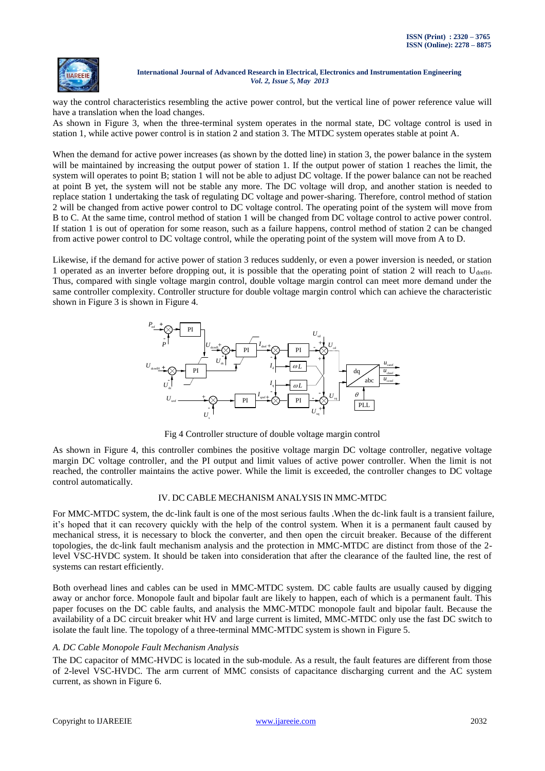way the control characteristics resembling the active power control, but the vertical line of power reference value will have a translation when the load changes.

As shown in Figure 3, when the three-terminal system operates in the normal state, DC voltage control is used in station 1, while active power control is in station 2 and station 3. The MTDC system operates stable at point A.

When the demand for active power increases (as shown by the dotted line) in station 3, the power balance in the system will be maintained by increasing the output power of station 1. If the output power of station 1 reaches the limit, the system will operates to point B; station 1 will not be able to adjust DC voltage. If the power balance can not be reached at point B yet, the system will not be stable any more. The DC voltage will drop, and another station is needed to replace station 1 undertaking the task of regulating DC voltage and power-sharing. Therefore, control method of station 2 will be changed from active power control to DC voltage control. The operating point of the system will move from B to C. At the same time, control method of station 1 will be changed from DC voltage control to active power control. If station 1 is out of operation for some reason, such as a failure happens, control method of station 2 can be changed from active power control to DC voltage control, while the operating point of the system will move from A to D.

Likewise, if the demand for active power of station 3 reduces suddenly, or even a power inversion is needed, or station 1 operated as an inverter before dropping out, it is possible that the operating point of station 2 will reach to $U_{drefH}$. Thus, compared with single voltage margin control, double voltage margin control can meet more demand under the same controller complexity. Controller structure for double voltage margin control which can achieve the characteristic shown in Figure 3 is shown in Figure 4.

Fig 4 Controller structure of double voltage margin control

As shown in Figure 4, this controller combines the positive voltage margin DC voltage controller, negative voltage margin DC voltage controller, and the PI output and limit values of active power controller. When the limit is not reached, the controller maintains the active power. While the limit is exceeded, the controller changes to DC voltage control automatically.

## IV. DC CABLE MECHANISM ANALYSIS IN MMC-MTDC

For MMC-MTDC system, the dc-link fault is one of the most serious faults .When the dc-link fault is a transient failure, it's hoped that it can recovery quickly with the help of the control system. When it is a permanent fault caused by mechanical stress, it is necessary to block the converter, and then open the circuit breaker. Because of the different topologies, the dc-link fault mechanism analysis and the protection in MMC-MTDC are distinct from those of the 2-level VSC-HVDC system. It should be taken into consideration that after the clearance of the faulted line, the rest of systems can restart efficiently.

Both overhead lines and cables can be used in MMC-MTDC system. DC cable faults are usually caused by digging away or anchor force. Monopole fault and bipolar fault are likely to happen, each of which is a permanent fault. This paper focuses on the DC cable faults, and analysis the MMC-MTDC monopole fault and bipolar fault. Because the availability of a DC circuit breaker whit HV and large current is limited, MMC-MTDC only use the fast DC switch to isolate the fault line. The topology of a three-terminal MMC-MTDC system is shown in Figure 5.

### *A. DC Cable Monopole Fault Mechanism Analysis*

The DC capacitor of MMC-HVDC is located in the sub-module. As a result, the fault features are different from those of 2-level VSC-HVDC. The arm current of MMC consists of capacitance discharging current and the AC system current, as shown in Figure 6.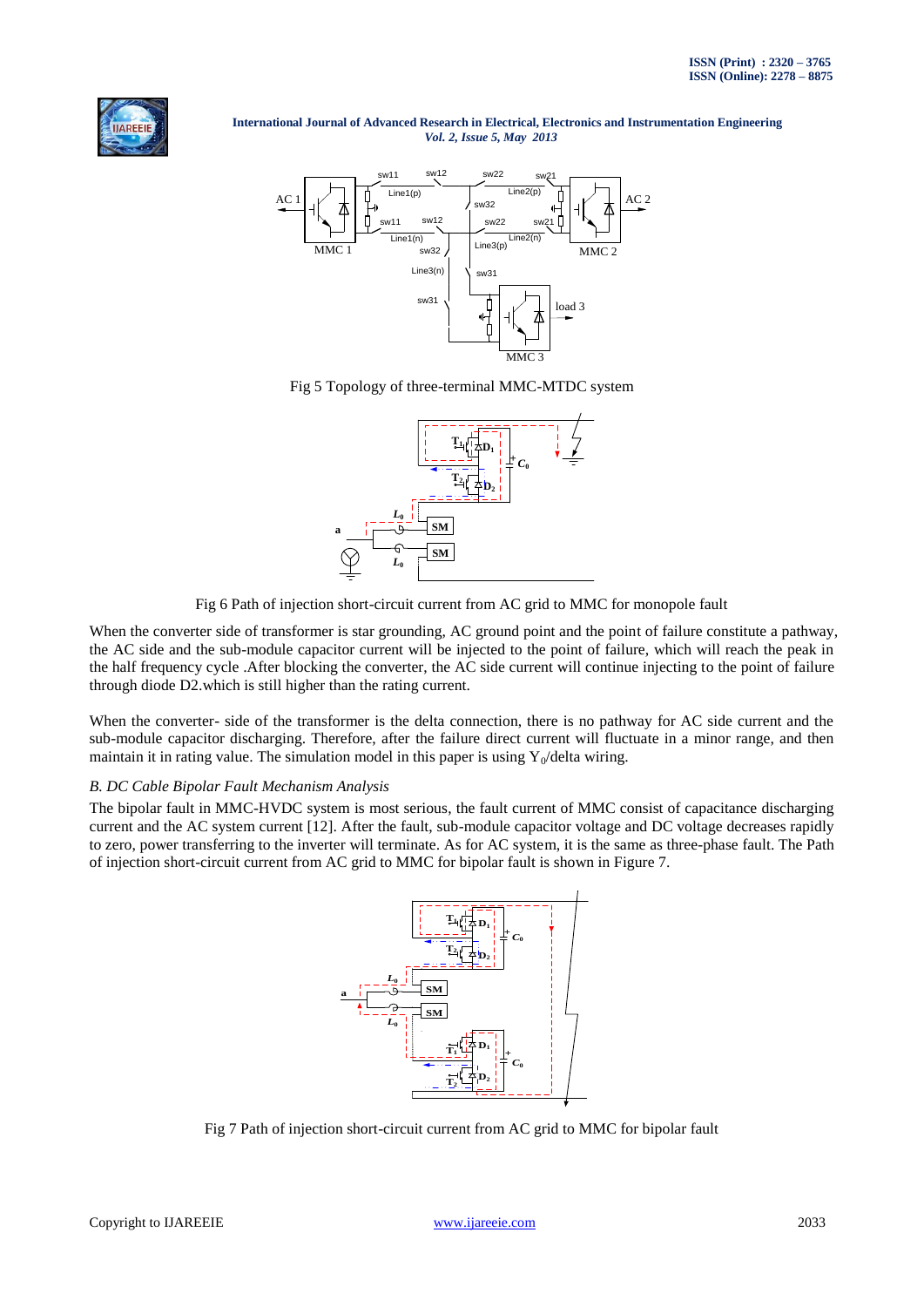Fig 5 Topology of three-terminal MMC-MTDC system

Fig 6 Path of injection short-circuit current from AC grid to MMC for monopole fault

When the converter side of transformer is star grounding, AC ground point and the point of failure constitute a pathway, the AC side and the sub-module capacitor current will be injected to the point of failure, which will reach the peak in the half frequency cycle .After blocking the converter, the AC side current will continue injecting to the point of failure through diode D2.which is still higher than the rating current.

When the converter- side of the transformer is the delta connection, there is no pathway for AC side current and the sub-module capacitor discharging. Therefore, after the failure direct current will fluctuate in a minor range, and then maintain it in rating value. The simulation model in this paper is using $Y_0$/delta wiring.

*B. DC Cable Bipolar Fault Mechanism Analysis*

The bipolar fault in MMC-HVDC system is most serious, the fault current of MMC consist of capacitance discharging current and the AC system current [12]. After the fault, sub-module capacitor voltage and DC voltage decreases rapidly to zero, power transferring to the inverter will terminate. As for AC system, it is the same as three-phase fault. The Path of injection short-circuit current from AC grid to MMC for bipolar fault is shown in Figure 7.

Fig 7 Path of injection short-circuit current from AC grid to MMC for bipolar fault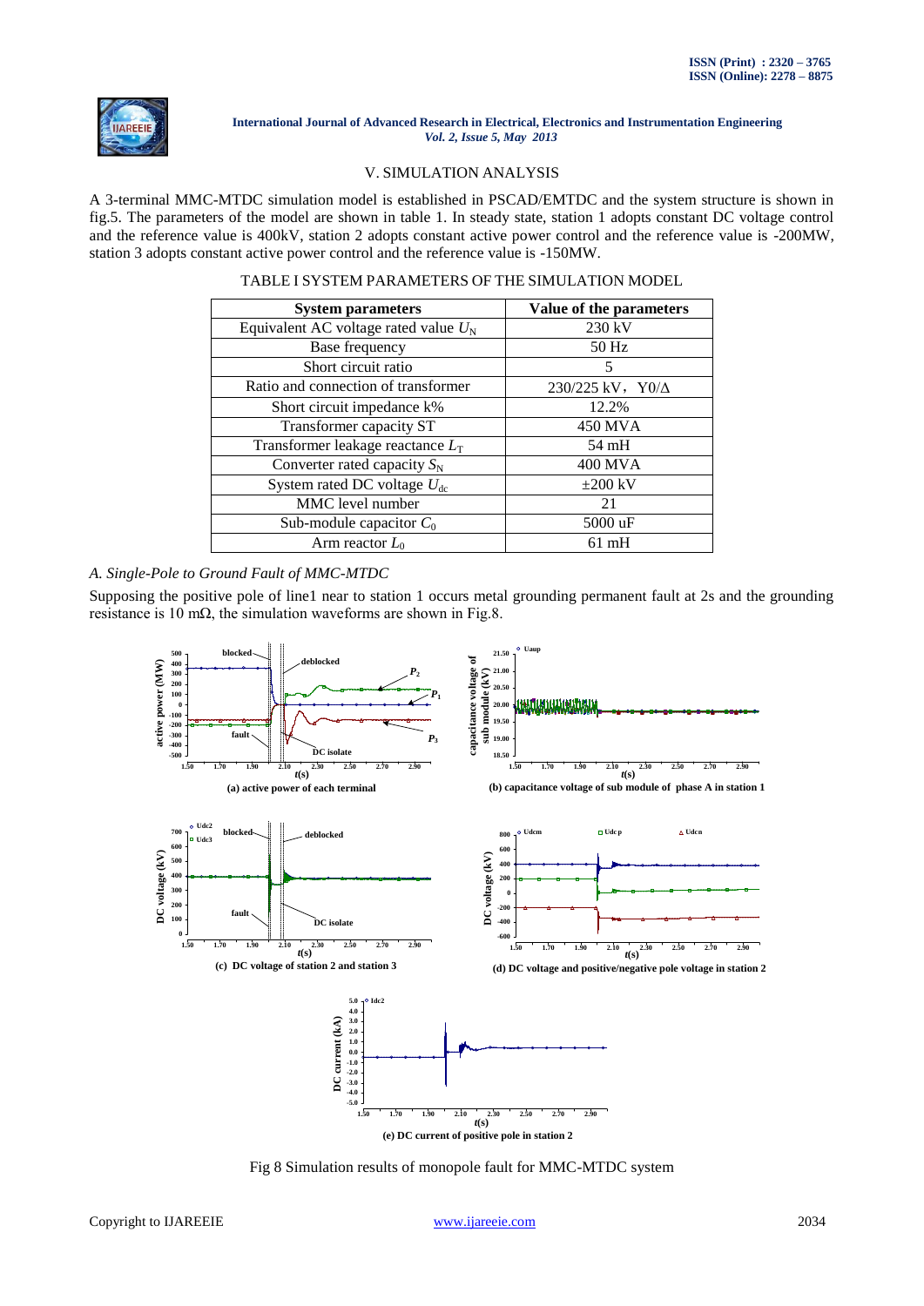## V. SIMULATION ANALYSIS

A 3-terminal MMC-MTDC simulation model is established in PSCAD/EMTDC and the system structure is shown in fig.5. The parameters of the model are shown in table 1. In steady state, station 1 adopts constant DC voltage control and the reference value is 400kV, station 2 adopts constant active power control and the reference value is -200MW, station 3 adopts constant active power control and the reference value is -150MW.

TABLE I SYSTEM PARAMETERS OF THE SIMULATION MODEL

| System parameters | Value of the parameters |
|---|---|
| Equivalent AC voltage rated value $U_N$ | 230 kV |
| Base frequency | 50 Hz |
| Short circuit ratio | 5 |
| Ratio and connection of transformer | 230/225 kV，Y0/Δ |
| Short circuit impedance k% | 12.2% |
| Transformer capacity ST | 450 MVA |
| Transformer leakage reactance $L_T$ | 54 mH |
| Converter rated capacity $S_N$ | 400 MVA |
| System rated DC voltage $U_{dc}$ | ±200 kV |
| MMC level number | 21 |
| Sub-module capacitor $C_0$ | 5000 uF |
| Arm reactor $L_0$ | 61 mH |

### A. Single-Pole to Ground Fault of MMC-MTDC

Supposing the positive pole of line1 near to station 1 occurs metal grounding permanent fault at 2s and the grounding resistance is 10 mΩ, the simulation waveforms are shown in Fig.8.

(a) active power of each terminal

(b) capacitance voltage of sub module of phase A in station 1

(c) DC voltage of station 2 and station 3

(d) DC voltage and positive/negative pole voltage in station 2

(e) DC current of positive pole in station 2

Fig 8 Simulation results of monopole fault for MMC-MTDC system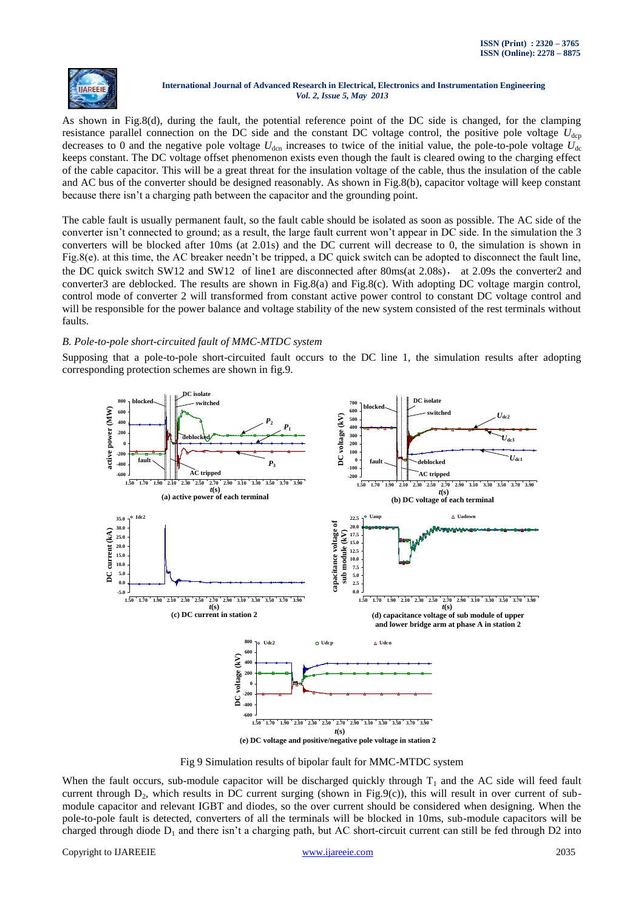As shown in Fig.8(d), during the fault, the potential reference point of the DC side is changed, for the clamping resistance parallel connection on the DC side and the constant DC voltage control, the positive pole voltage $U_{dcp}$ decreases to 0 and the negative pole voltage $U_{dcn}$ increases to twice of the initial value, the pole-to-pole voltage $U_{dc}$ keeps constant. The DC voltage offset phenomenon exists even though the fault is cleared owing to the charging effect of the cable capacitor. This will be a great threat for the insulation voltage of the cable, thus the insulation of the cable and AC bus of the converter should be designed reasonably. As shown in Fig.8(b), capacitor voltage will keep constant because there isn't a charging path between the capacitor and the grounding point.

The cable fault is usually permanent fault, so the fault cable should be isolated as soon as possible. The AC side of the converter isn't connected to ground; as a result, the large fault current won't appear in DC side. In the simulation the 3 converters will be blocked after 10ms (at 2.01s) and the DC current will decrease to 0, the simulation is shown in Fig.8(e). at this time, the AC breaker needn't be tripped, a DC quick switch can be adopted to disconnect the fault line, the DC quick switch SW12 and SW12 of line1 are disconnected after 80ms(at 2.08s)， at 2.09s the converter2 and converter3 are deblocked. The results are shown in Fig.8(a) and Fig.8(c). With adopting DC voltage margin control, control mode of converter 2 will transformed from constant active power control to constant DC voltage control and will be responsible for the power balance and voltage stability of the new system consisted of the rest terminals without faults.

### B. Pole-to-pole short-circuited fault of MMC-MTDC system

Supposing that a pole-to-pole short-circuited fault occurs to the DC line 1, the simulation results after adopting corresponding protection schemes are shown in fig.9.

(a) active power of each terminal

(b) DC voltage of each terminal

(c) DC current in station 2

(d) capacitance voltage of sub module of upper and lower bridge arm at phase A in station 2

(e) DC voltage and positive/negative pole voltage in station 2

Fig 9 Simulation results of bipolar fault for MMC-MTDC system

When the fault occurs, sub-module capacitor will be discharged quickly through $T_1$ and the AC side will feed fault current through $D_2$, which results in DC current surging (shown in Fig.9(c)), this will result in over current of sub-module capacitor and relevant IGBT and diodes, so the over current should be considered when designing. When the pole-to-pole fault is detected, converters of all the terminals will be blocked in 10ms, sub-module capacitors will be charged through diode $D_1$ and there isn't a charging path, but AC short-circuit current can still be fed through D2 into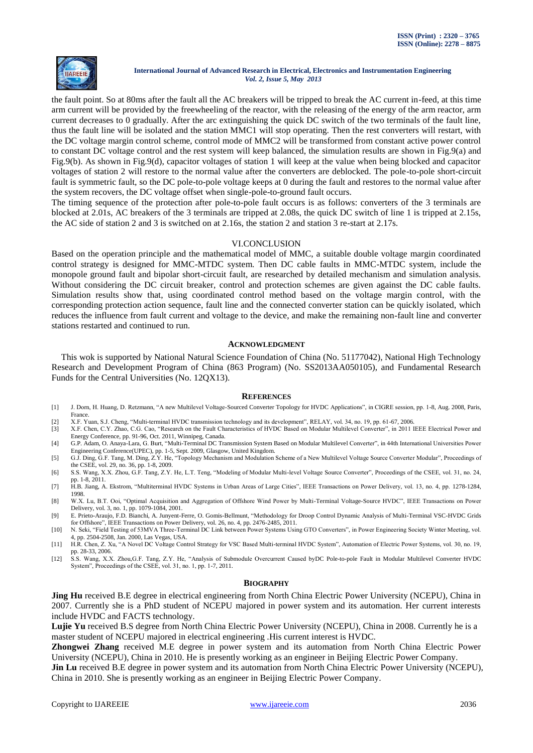the fault point. So at 80ms after the fault all the AC breakers will be tripped to break the AC current in-feed, at this time arm current will be provided by the freewheeling of the reactor, with the releasing of the energy of the arm reactor, arm current decreases to 0 gradually. After the arc extinguishing the quick DC switch of the two terminals of the fault line, thus the fault line will be isolated and the station MMC1 will stop operating. Then the rest converters will restart, with the DC voltage margin control scheme, control mode of MMC2 will be transformed from constant active power control to constant DC voltage control and the rest system will keep balanced, the simulation results are shown in Fig.9(a) and Fig.9(b). As shown in Fig.9(d), capacitor voltages of station 1 will keep at the value when being blocked and capacitor voltages of station 2 will restore to the normal value after the converters are deblocked. The pole-to-pole short-circuit fault is symmetric fault, so the DC pole-to-pole voltage keeps at 0 during the fault and restores to the normal value after the system recovers, the DC voltage offset when single-pole-to-ground fault occurs.

The timing sequence of the protection after pole-to-pole fault occurs is as follows: converters of the 3 terminals are blocked at 2.01s, AC breakers of the 3 terminals are tripped at 2.08s, the quick DC switch of line 1 is tripped at 2.15s, the AC side of station 2 and 3 is switched on at 2.16s, the station 2 and station 3 re-start at 2.17s.

## VI.CONCLUSION

Based on the operation principle and the mathematical model of MMC, a suitable double voltage margin coordinated control strategy is designed for MMC-MTDC system. Then DC cable faults in MMC-MTDC system, include the monopole ground fault and bipolar short-circuit fault, are researched by detailed mechanism and simulation analysis. Without considering the DC circuit breaker, control and protection schemes are given against the DC cable faults. Simulation results show that, using coordinated control method based on the voltage margin control, with the corresponding protection action sequence, fault line and the connected converter station can be quickly isolated, which reduces the influence from fault current and voltage to the device, and make the remaining non-fault line and converter stations restarted and continued to run.

## ACKNOWLEDGMENT

This wok is supported by National Natural Science Foundation of China (No. 51177042), National High Technology Research and Development Program of China (863 Program) (No. SS2013AA050105), and Fundamental Research Funds for the Central Universities (No. 12QX13).

## REFERENCES

[1] J. Dorn, H. Huang, D. Retzmann, "A new Multilevel Voltage-Sourced Converter Topology for HVDC Applications", in CIGRE session, pp. 1-8, Aug. 2008, Paris, France.

[2] X.F. Yuan, S.J. Cheng, "Multi-terminal HVDC transmission technology and its development", RELAY, vol. 34, no. 19, pp. 61-67, 2006.

[3] X.F. Chen, C.Y. Zhao, C.G. Cao, "Research on the Fault Characteristics of HVDC Based on Modular Multilevel Converter", in 2011 IEEE Electrical Power and Energy Conference, pp. 91-96, Oct. 2011, Winnipeg, Canada.

[4] G.P. Adam, O. Anaya-Lara, G. Burt, "Multi-Terminal DC Transmission System Based on Modular Multilevel Converter", in 44th International Universities Power Engineering Conference(UPEC), pp. 1-5, Sept. 2009, Glasgow, United Kingdom.

[5] G.J. Ding, G.F. Tang, M. Ding, Z.Y. He, "Topology Mechanism and Modulation Scheme of a New Multilevel Voltage Source Converter Modular", Proceedings of the CSEE, vol. 29, no. 36, pp. 1-8, 2009.

[6] S.S. Wang, X.X. Zhou, G.F. Tang, Z.Y. He, L.T. Teng, "Modeling of Modular Multi-level Voltage Source Converter", Proceedings of the CSEE, vol. 31, no. 24, pp. 1-8, 2011.

[7] H.B. Jiang, A. Ekstrom, "Multiterminal HVDC Systems in Urban Areas of Large Cities", IEEE Transactions on Power Delivery, vol. 13, no. 4, pp. 1278-1284, 1998.

[8] W.X. Lu, B.T. Ooi, "Optimal Acquisition and Aggregation of Offshore Wind Power by Multi-Terminal Voltage-Source HVDC", IEEE Transactions on Power Delivery, vol. 3, no. 1, pp. 1079-1084, 2001.

[9] E. Prieto-Araujo, F.D. Bianchi, A. Junyent-Ferre, O. Gomis-Bellmunt, "Methodology for Droop Control Dynamic Analysis of Multi-Terminal VSC-HVDC Grids for Offshore", IEEE Transactions on Power Delivery, vol. 26, no. 4, pp. 2476-2485, 2011.

[10] N. Seki, "Field Testing of 53MVA Three-Terminal DC Link between Power Systems Using GTO Converters", in Power Engineering Society Winter Meeting, vol. 4, pp. 2504-2508, Jan. 2000, Las Vegas, USA.

[11] H.R. Chen, Z. Xu, "A Novel DC Voltage Control Strategy for VSC Based Multi-terminal HVDC System", Automation of Electric Power Systems, vol. 30, no. 19, pp. 28-33, 2006.

[12] S.S. Wang, X.X. Zhou,G.F. Tang, Z.Y. He, "Analysis of Submodule Overcurrent Caused byDC Pole-to-pole Fault in Modular Multilevel Converter HVDC System", Proceedings of the CSEE, vol. 31, no. 1, pp. 1-7, 2011.

## BIOGRAPHY

**Jing Hu** received B.E degree in electrical engineering from North China Electric Power University (NCEPU), China in 2007. Currently she is a PhD student of NCEPU majored in power system and its automation. Her current interests include HVDC and FACTS technology.

**Lujie Yu** received B.S degree from North China Electric Power University (NCEPU), China in 2008. Currently he is a master student of NCEPU majored in electrical engineering .His current interest is HVDC.

**Zhongwei Zhang** received M.E degree in power system and its automation from North China Electric Power University (NCEPU), China in 2010. He is presently working as an engineer in Beijing Electric Power Company.

**Jin Lu** received B.E degree in power system and its automation from North China Electric Power University (NCEPU), China in 2010. She is presently working as an engineer in Beijing Electric Power Company.